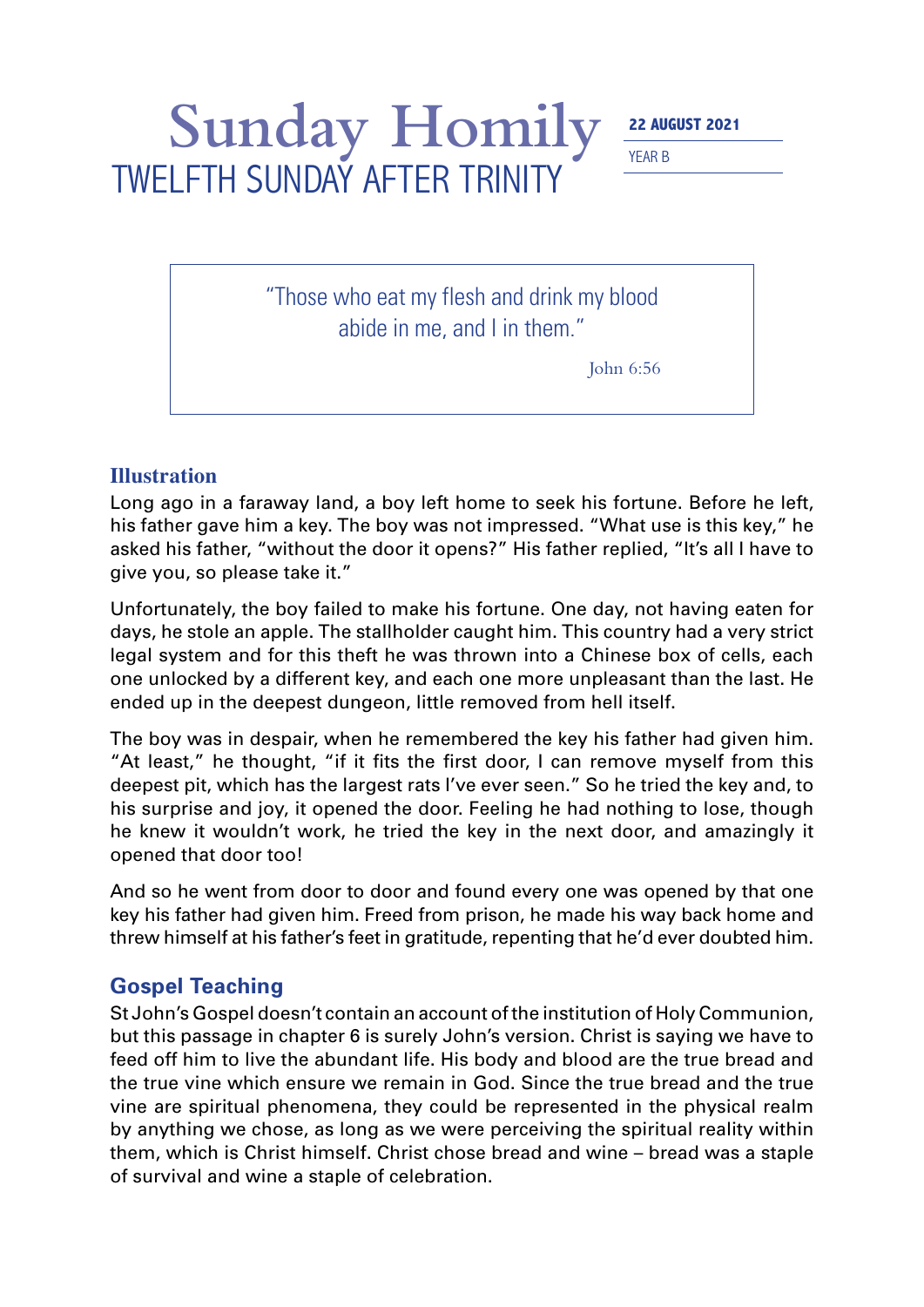# Sunday Homily

## TWELFTH SUNDAY AFTER TRINITY

**22 AUGUST 2021**

YEAR B

> "Those who eat my flesh and drink my blood abide in me, and I in them."
>
> John 6:56

### Illustration

Long ago in a faraway land, a boy left home to seek his fortune. Before he left, his father gave him a key. The boy was not impressed. "What use is this key," he asked his father, "without the door it opens?" His father replied, "It's all I have to give you, so please take it."

Unfortunately, the boy failed to make his fortune. One day, not having eaten for days, he stole an apple. The stallholder caught him. This country had a very strict legal system and for this theft he was thrown into a Chinese box of cells, each one unlocked by a different key, and each one more unpleasant than the last. He ended up in the deepest dungeon, little removed from hell itself.

The boy was in despair, when he remembered the key his father had given him. "At least," he thought, "if it fits the first door, I can remove myself from this deepest pit, which has the largest rats I've ever seen." So he tried the key and, to his surprise and joy, it opened the door. Feeling he had nothing to lose, though he knew it wouldn't work, he tried the key in the next door, and amazingly it opened that door too!

And so he went from door to door and found every one was opened by that one key his father had given him. Freed from prison, he made his way back home and threw himself at his father's feet in gratitude, repenting that he'd ever doubted him.

### Gospel Teaching

St John's Gospel doesn't contain an account of the institution of Holy Communion, but this passage in chapter 6 is surely John's version. Christ is saying we have to feed off him to live the abundant life. His body and blood are the true bread and the true vine which ensure we remain in God. Since the true bread and the true vine are spiritual phenomena, they could be represented in the physical realm by anything we chose, as long as we were perceiving the spiritual reality within them, which is Christ himself. Christ chose bread and wine – bread was a staple of survival and wine a staple of celebration.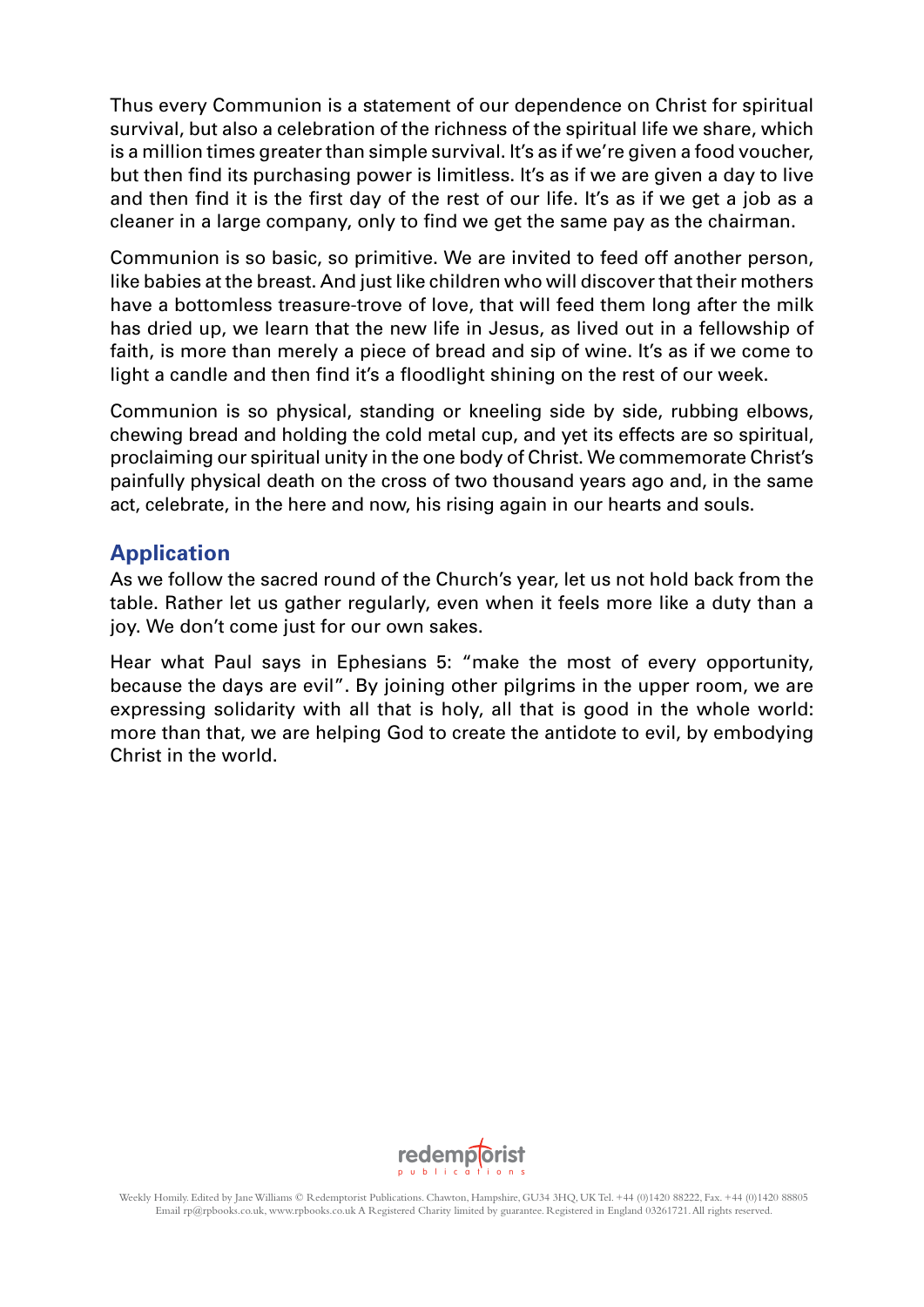Thus every Communion is a statement of our dependence on Christ for spiritual survival, but also a celebration of the richness of the spiritual life we share, which is a million times greater than simple survival. It's as if we're given a food voucher, but then find its purchasing power is limitless. It's as if we are given a day to live and then find it is the first day of the rest of our life. It's as if we get a job as a cleaner in a large company, only to find we get the same pay as the chairman.

Communion is so basic, so primitive. We are invited to feed off another person, like babies at the breast. And just like children who will discover that their mothers have a bottomless treasure-trove of love, that will feed them long after the milk has dried up, we learn that the new life in Jesus, as lived out in a fellowship of faith, is more than merely a piece of bread and sip of wine. It's as if we come to light a candle and then find it's a floodlight shining on the rest of our week.

Communion is so physical, standing or kneeling side by side, rubbing elbows, chewing bread and holding the cold metal cup, and yet its effects are so spiritual, proclaiming our spiritual unity in the one body of Christ. We commemorate Christ's painfully physical death on the cross of two thousand years ago and, in the same act, celebrate, in the here and now, his rising again in our hearts and souls.

## Application

As we follow the sacred round of the Church's year, let us not hold back from the table. Rather let us gather regularly, even when it feels more like a duty than a joy. We don't come just for our own sakes.

Hear what Paul says in Ephesians 5: "make the most of every opportunity, because the days are evil". By joining other pilgrims in the upper room, we are expressing solidarity with all that is holy, all that is good in the whole world: more than that, we are helping God to create the antidote to evil, by embodying Christ in the world.

redemptorist publications

Weekly Homily. Edited by Jane Williams © Redemptorist Publications. Chawton, Hampshire, GU34 3HQ, UK Tel. +44 (0)1420 88222, Fax. +44 (0)1420 88805 Email rp@rpbooks.co.uk, www.rpbooks.co.uk A Registered Charity limited by guarantee. Registered in England 03261721. All rights reserved.